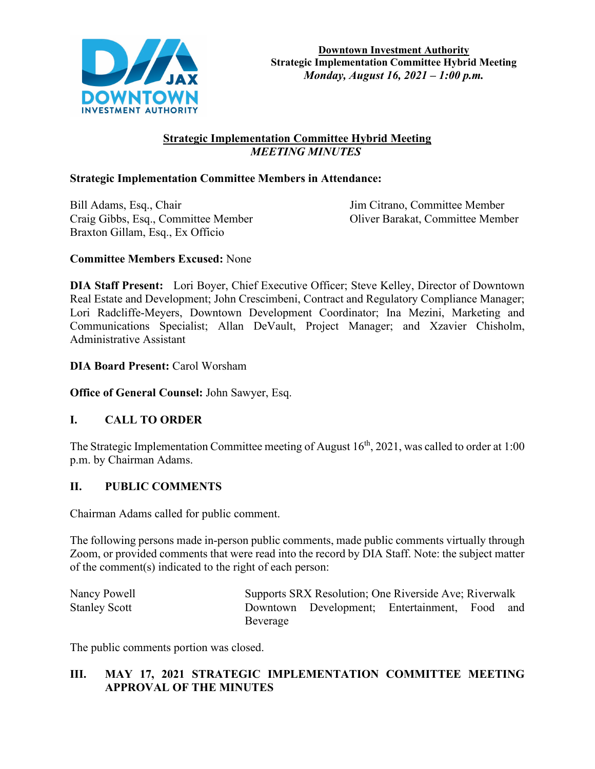**Downtown Investment Authority**
**Strategic Implementation Committee Hybrid Meeting**
***Monday, August 16, 2021 – 1:00 p.m.***

## Strategic Implementation Committee Hybrid Meeting
***MEETING MINUTES***

**Strategic Implementation Committee Members in Attendance:**

Bill Adams, Esq., Chair
Craig Gibbs, Esq., Committee Member
Braxton Gillam, Esq., Ex Officio
Jim Citrano, Committee Member
Oliver Barakat, Committee Member

**Committee Members Excused:** None

**DIA Staff Present:** Lori Boyer, Chief Executive Officer; Steve Kelley, Director of Downtown Real Estate and Development; John Crescimbeni, Contract and Regulatory Compliance Manager; Lori Radcliffe-Meyers, Downtown Development Coordinator; Ina Mezini, Marketing and Communications Specialist; Allan DeVault, Project Manager; and Xzavier Chisholm, Administrative Assistant

**DIA Board Present:** Carol Worsham

**Office of General Counsel:** John Sawyer, Esq.

## I. CALL TO ORDER

The Strategic Implementation Committee meeting of August 16th, 2021, was called to order at 1:00 p.m. by Chairman Adams.

## II. PUBLIC COMMENTS

Chairman Adams called for public comment.

The following persons made in-person public comments, made public comments virtually through Zoom, or provided comments that were read into the record by DIA Staff. Note: the subject matter of the comment(s) indicated to the right of each person:

| | |
|---|---|
| Nancy Powell | Supports SRX Resolution; One Riverside Ave; Riverwalk |
| Stanley Scott | Downtown Development; Entertainment, Food and Beverage |

The public comments portion was closed.

## III. MAY 17, 2021 STRATEGIC IMPLEMENTATION COMMITTEE MEETING APPROVAL OF THE MINUTES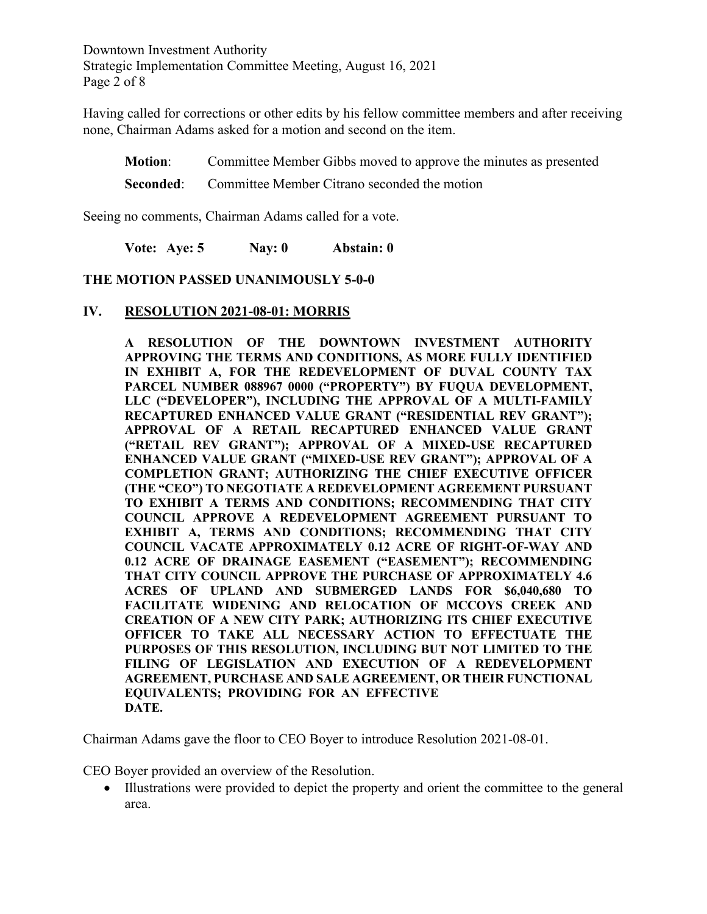Having called for corrections or other edits by his fellow committee members and after receiving none, Chairman Adams asked for a motion and second on the item.

**Motion**: Committee Member Gibbs moved to approve the minutes as presented

**Seconded**: Committee Member Citrano seconded the motion

Seeing no comments, Chairman Adams called for a vote.

**Vote: Aye: 5 Nay: 0 Abstain: 0**

**THE MOTION PASSED UNANIMOUSLY 5-0-0**

## IV. RESOLUTION 2021-08-01: MORRIS

**A RESOLUTION OF THE DOWNTOWN INVESTMENT AUTHORITY APPROVING THE TERMS AND CONDITIONS, AS MORE FULLY IDENTIFIED IN EXHIBIT A, FOR THE REDEVELOPMENT OF DUVAL COUNTY TAX PARCEL NUMBER 088967 0000 ("PROPERTY") BY FUQUA DEVELOPMENT, LLC ("DEVELOPER"), INCLUDING THE APPROVAL OF A MULTI-FAMILY RECAPTURED ENHANCED VALUE GRANT ("RESIDENTIAL REV GRANT"); APPROVAL OF A RETAIL RECAPTURED ENHANCED VALUE GRANT ("RETAIL REV GRANT"); APPROVAL OF A MIXED-USE RECAPTURED ENHANCED VALUE GRANT ("MIXED-USE REV GRANT"); APPROVAL OF A COMPLETION GRANT; AUTHORIZING THE CHIEF EXECUTIVE OFFICER (THE "CEO") TO NEGOTIATE A REDEVELOPMENT AGREEMENT PURSUANT TO EXHIBIT A TERMS AND CONDITIONS; RECOMMENDING THAT CITY COUNCIL APPROVE A REDEVELOPMENT AGREEMENT PURSUANT TO EXHIBIT A, TERMS AND CONDITIONS; RECOMMENDING THAT CITY COUNCIL VACATE APPROXIMATELY 0.12 ACRE OF RIGHT-OF-WAY AND 0.12 ACRE OF DRAINAGE EASEMENT ("EASEMENT"); RECOMMENDING THAT CITY COUNCIL APPROVE THE PURCHASE OF APPROXIMATELY 4.6 ACRES OF UPLAND AND SUBMERGED LANDS FOR $6,040,680 TO FACILITATE WIDENING AND RELOCATION OF MCCOYS CREEK AND CREATION OF A NEW CITY PARK; AUTHORIZING ITS CHIEF EXECUTIVE OFFICER TO TAKE ALL NECESSARY ACTION TO EFFECTUATE THE PURPOSES OF THIS RESOLUTION, INCLUDING BUT NOT LIMITED TO THE FILING OF LEGISLATION AND EXECUTION OF A REDEVELOPMENT AGREEMENT, PURCHASE AND SALE AGREEMENT, OR THEIR FUNCTIONAL EQUIVALENTS; PROVIDING FOR AN EFFECTIVE DATE.**

Chairman Adams gave the floor to CEO Boyer to introduce Resolution 2021-08-01.

CEO Boyer provided an overview of the Resolution.

- Illustrations were provided to depict the property and orient the committee to the general area.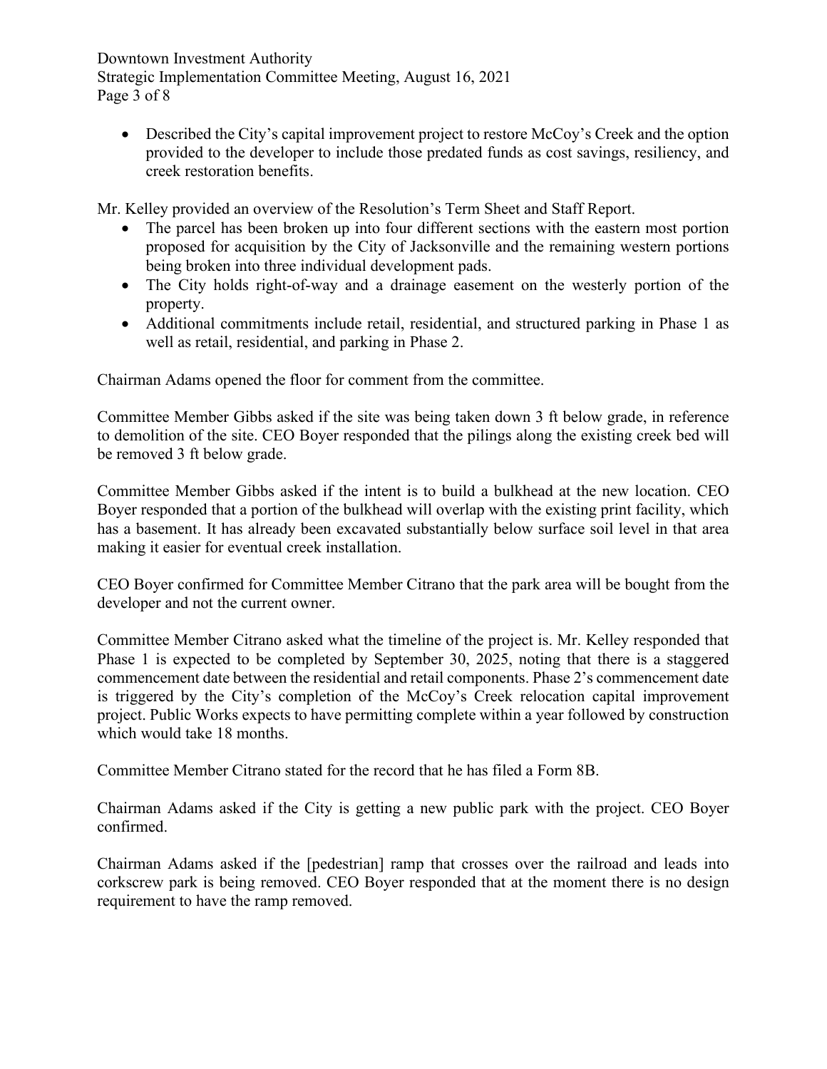- Described the City's capital improvement project to restore McCoy's Creek and the option provided to the developer to include those predated funds as cost savings, resiliency, and creek restoration benefits.

Mr. Kelley provided an overview of the Resolution's Term Sheet and Staff Report.

- The parcel has been broken up into four different sections with the eastern most portion proposed for acquisition by the City of Jacksonville and the remaining western portions being broken into three individual development pads.
- The City holds right-of-way and a drainage easement on the westerly portion of the property.
- Additional commitments include retail, residential, and structured parking in Phase 1 as well as retail, residential, and parking in Phase 2.

Chairman Adams opened the floor for comment from the committee.

Committee Member Gibbs asked if the site was being taken down 3 ft below grade, in reference to demolition of the site. CEO Boyer responded that the pilings along the existing creek bed will be removed 3 ft below grade.

Committee Member Gibbs asked if the intent is to build a bulkhead at the new location. CEO Boyer responded that a portion of the bulkhead will overlap with the existing print facility, which has a basement. It has already been excavated substantially below surface soil level in that area making it easier for eventual creek installation.

CEO Boyer confirmed for Committee Member Citrano that the park area will be bought from the developer and not the current owner.

Committee Member Citrano asked what the timeline of the project is. Mr. Kelley responded that Phase 1 is expected to be completed by September 30, 2025, noting that there is a staggered commencement date between the residential and retail components. Phase 2's commencement date is triggered by the City's completion of the McCoy's Creek relocation capital improvement project. Public Works expects to have permitting complete within a year followed by construction which would take 18 months.

Committee Member Citrano stated for the record that he has filed a Form 8B.

Chairman Adams asked if the City is getting a new public park with the project. CEO Boyer confirmed.

Chairman Adams asked if the [pedestrian] ramp that crosses over the railroad and leads into corkscrew park is being removed. CEO Boyer responded that at the moment there is no design requirement to have the ramp removed.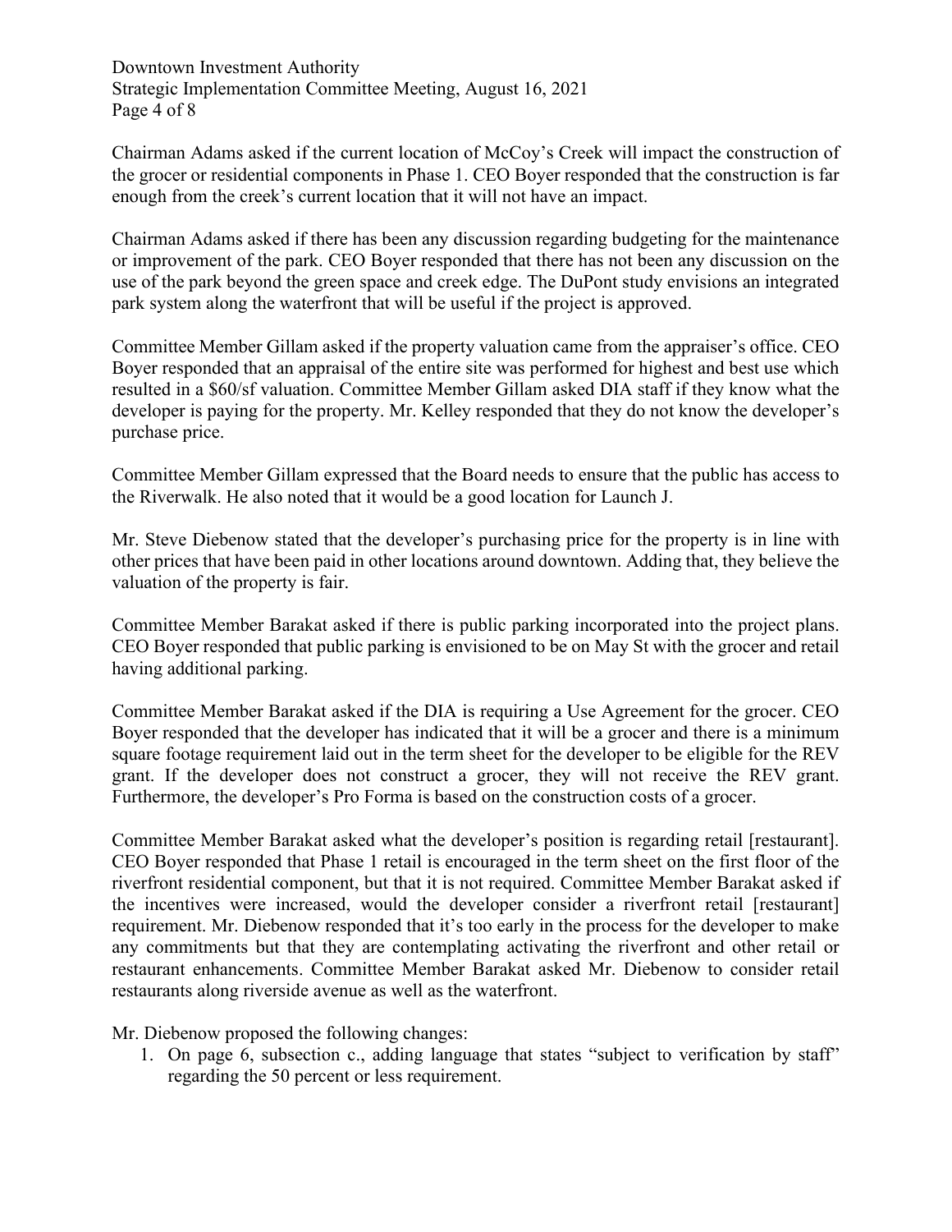Chairman Adams asked if the current location of McCoy's Creek will impact the construction of the grocer or residential components in Phase 1. CEO Boyer responded that the construction is far enough from the creek's current location that it will not have an impact.

Chairman Adams asked if there has been any discussion regarding budgeting for the maintenance or improvement of the park. CEO Boyer responded that there has not been any discussion on the use of the park beyond the green space and creek edge. The DuPont study envisions an integrated park system along the waterfront that will be useful if the project is approved.

Committee Member Gillam asked if the property valuation came from the appraiser's office. CEO Boyer responded that an appraisal of the entire site was performed for highest and best use which resulted in a $60/sf valuation. Committee Member Gillam asked DIA staff if they know what the developer is paying for the property. Mr. Kelley responded that they do not know the developer's purchase price.

Committee Member Gillam expressed that the Board needs to ensure that the public has access to the Riverwalk. He also noted that it would be a good location for Launch J.

Mr. Steve Diebenow stated that the developer's purchasing price for the property is in line with other prices that have been paid in other locations around downtown. Adding that, they believe the valuation of the property is fair.

Committee Member Barakat asked if there is public parking incorporated into the project plans. CEO Boyer responded that public parking is envisioned to be on May St with the grocer and retail having additional parking.

Committee Member Barakat asked if the DIA is requiring a Use Agreement for the grocer. CEO Boyer responded that the developer has indicated that it will be a grocer and there is a minimum square footage requirement laid out in the term sheet for the developer to be eligible for the REV grant. If the developer does not construct a grocer, they will not receive the REV grant. Furthermore, the developer's Pro Forma is based on the construction costs of a grocer.

Committee Member Barakat asked what the developer's position is regarding retail [restaurant]. CEO Boyer responded that Phase 1 retail is encouraged in the term sheet on the first floor of the riverfront residential component, but that it is not required. Committee Member Barakat asked if the incentives were increased, would the developer consider a riverfront retail [restaurant] requirement. Mr. Diebenow responded that it's too early in the process for the developer to make any commitments but that they are contemplating activating the riverfront and other retail or restaurant enhancements. Committee Member Barakat asked Mr. Diebenow to consider retail restaurants along riverside avenue as well as the waterfront.

Mr. Diebenow proposed the following changes:

1. On page 6, subsection c., adding language that states "subject to verification by staff" regarding the 50 percent or less requirement.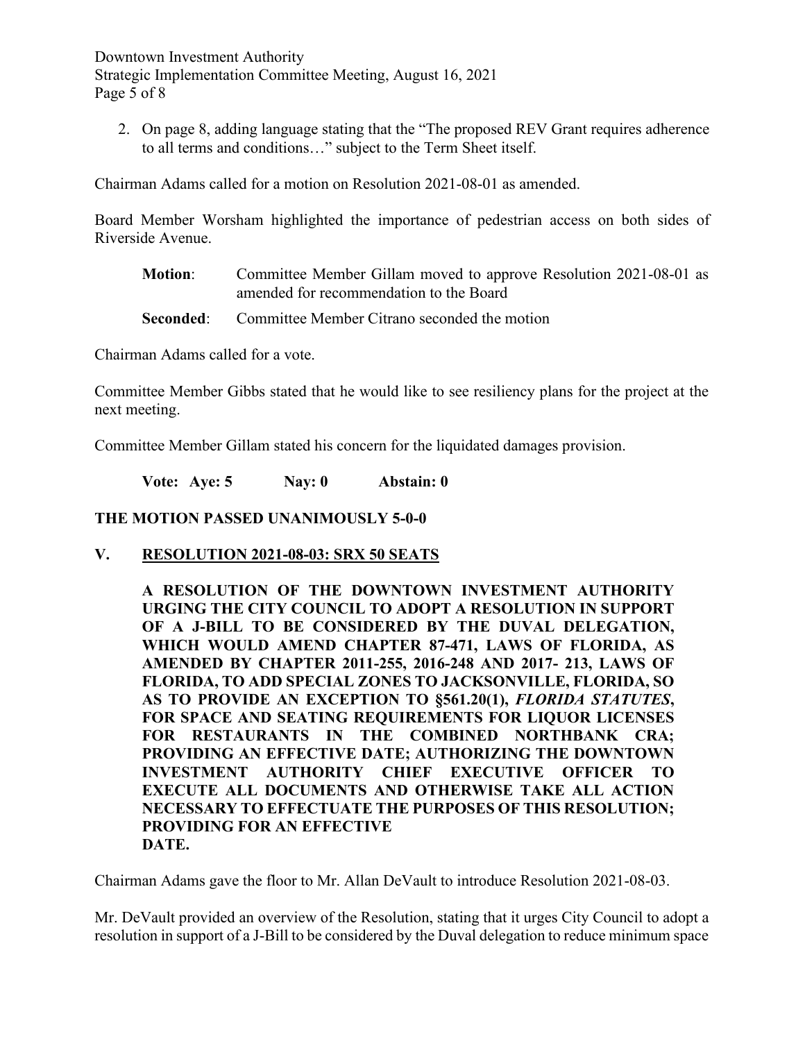2. On page 8, adding language stating that the "The proposed REV Grant requires adherence to all terms and conditions…" subject to the Term Sheet itself.

Chairman Adams called for a motion on Resolution 2021-08-01 as amended.

Board Member Worsham highlighted the importance of pedestrian access on both sides of Riverside Avenue.

**Motion**: Committee Member Gillam moved to approve Resolution 2021-08-01 as amended for recommendation to the Board

**Seconded**: Committee Member Citrano seconded the motion

Chairman Adams called for a vote.

Committee Member Gibbs stated that he would like to see resiliency plans for the project at the next meeting.

Committee Member Gillam stated his concern for the liquidated damages provision.

**Vote: Aye: 5 Nay: 0 Abstain: 0**

**THE MOTION PASSED UNANIMOUSLY 5-0-0**

## V. RESOLUTION 2021-08-03: SRX 50 SEATS

**A RESOLUTION OF THE DOWNTOWN INVESTMENT AUTHORITY URGING THE CITY COUNCIL TO ADOPT A RESOLUTION IN SUPPORT OF A J-BILL TO BE CONSIDERED BY THE DUVAL DELEGATION, WHICH WOULD AMEND CHAPTER 87-471, LAWS OF FLORIDA, AS AMENDED BY CHAPTER 2011-255, 2016-248 AND 2017- 213, LAWS OF FLORIDA, TO ADD SPECIAL ZONES TO JACKSONVILLE, FLORIDA, SO AS TO PROVIDE AN EXCEPTION TO §561.20(1), *FLORIDA STATUTES*, FOR SPACE AND SEATING REQUIREMENTS FOR LIQUOR LICENSES FOR RESTAURANTS IN THE COMBINED NORTHBANK CRA; PROVIDING AN EFFECTIVE DATE; AUTHORIZING THE DOWNTOWN INVESTMENT AUTHORITY CHIEF EXECUTIVE OFFICER TO EXECUTE ALL DOCUMENTS AND OTHERWISE TAKE ALL ACTION NECESSARY TO EFFECTUATE THE PURPOSES OF THIS RESOLUTION; PROVIDING FOR AN EFFECTIVE DATE.**

Chairman Adams gave the floor to Mr. Allan DeVault to introduce Resolution 2021-08-03.

Mr. DeVault provided an overview of the Resolution, stating that it urges City Council to adopt a resolution in support of a J-Bill to be considered by the Duval delegation to reduce minimum space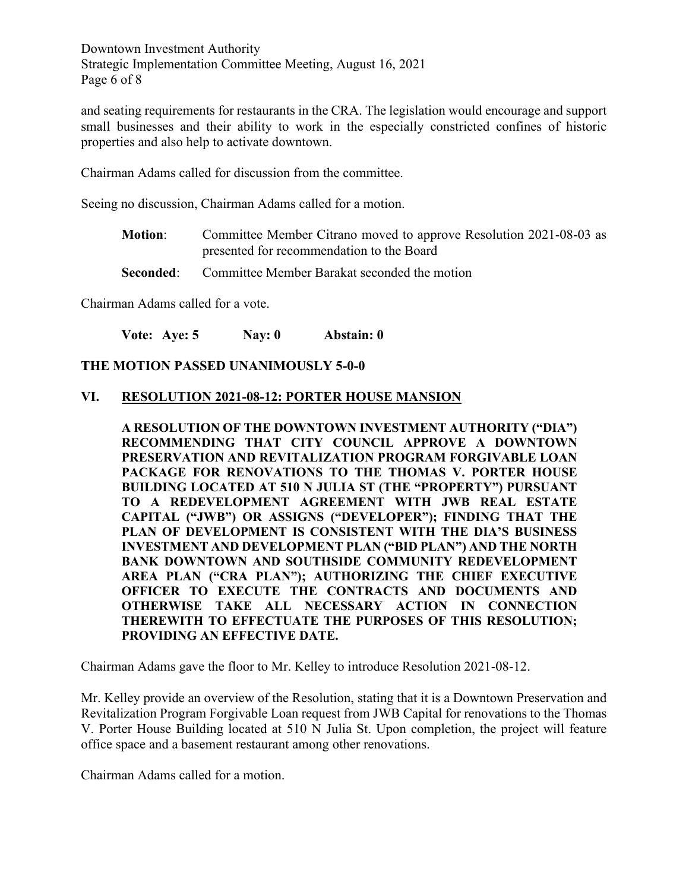and seating requirements for restaurants in the CRA. The legislation would encourage and support small businesses and their ability to work in the especially constricted confines of historic properties and also help to activate downtown.

Chairman Adams called for discussion from the committee.

Seeing no discussion, Chairman Adams called for a motion.

**Motion**: Committee Member Citrano moved to approve Resolution 2021-08-03 as presented for recommendation to the Board

**Seconded**: Committee Member Barakat seconded the motion

Chairman Adams called for a vote.

**Vote: Aye: 5 Nay: 0 Abstain: 0**

**THE MOTION PASSED UNANIMOUSLY 5-0-0**

## VI. RESOLUTION 2021-08-12: PORTER HOUSE MANSION

**A RESOLUTION OF THE DOWNTOWN INVESTMENT AUTHORITY ("DIA") RECOMMENDING THAT CITY COUNCIL APPROVE A DOWNTOWN PRESERVATION AND REVITALIZATION PROGRAM FORGIVABLE LOAN PACKAGE FOR RENOVATIONS TO THE THOMAS V. PORTER HOUSE BUILDING LOCATED AT 510 N JULIA ST (THE "PROPERTY") PURSUANT TO A REDEVELOPMENT AGREEMENT WITH JWB REAL ESTATE CAPITAL ("JWB") OR ASSIGNS ("DEVELOPER"); FINDING THAT THE PLAN OF DEVELOPMENT IS CONSISTENT WITH THE DIA'S BUSINESS INVESTMENT AND DEVELOPMENT PLAN ("BID PLAN") AND THE NORTH BANK DOWNTOWN AND SOUTHSIDE COMMUNITY REDEVELOPMENT AREA PLAN ("CRA PLAN"); AUTHORIZING THE CHIEF EXECUTIVE OFFICER TO EXECUTE THE CONTRACTS AND DOCUMENTS AND OTHERWISE TAKE ALL NECESSARY ACTION IN CONNECTION THEREWITH TO EFFECTUATE THE PURPOSES OF THIS RESOLUTION; PROVIDING AN EFFECTIVE DATE.**

Chairman Adams gave the floor to Mr. Kelley to introduce Resolution 2021-08-12.

Mr. Kelley provide an overview of the Resolution, stating that it is a Downtown Preservation and Revitalization Program Forgivable Loan request from JWB Capital for renovations to the Thomas V. Porter House Building located at 510 N Julia St. Upon completion, the project will feature office space and a basement restaurant among other renovations.

Chairman Adams called for a motion.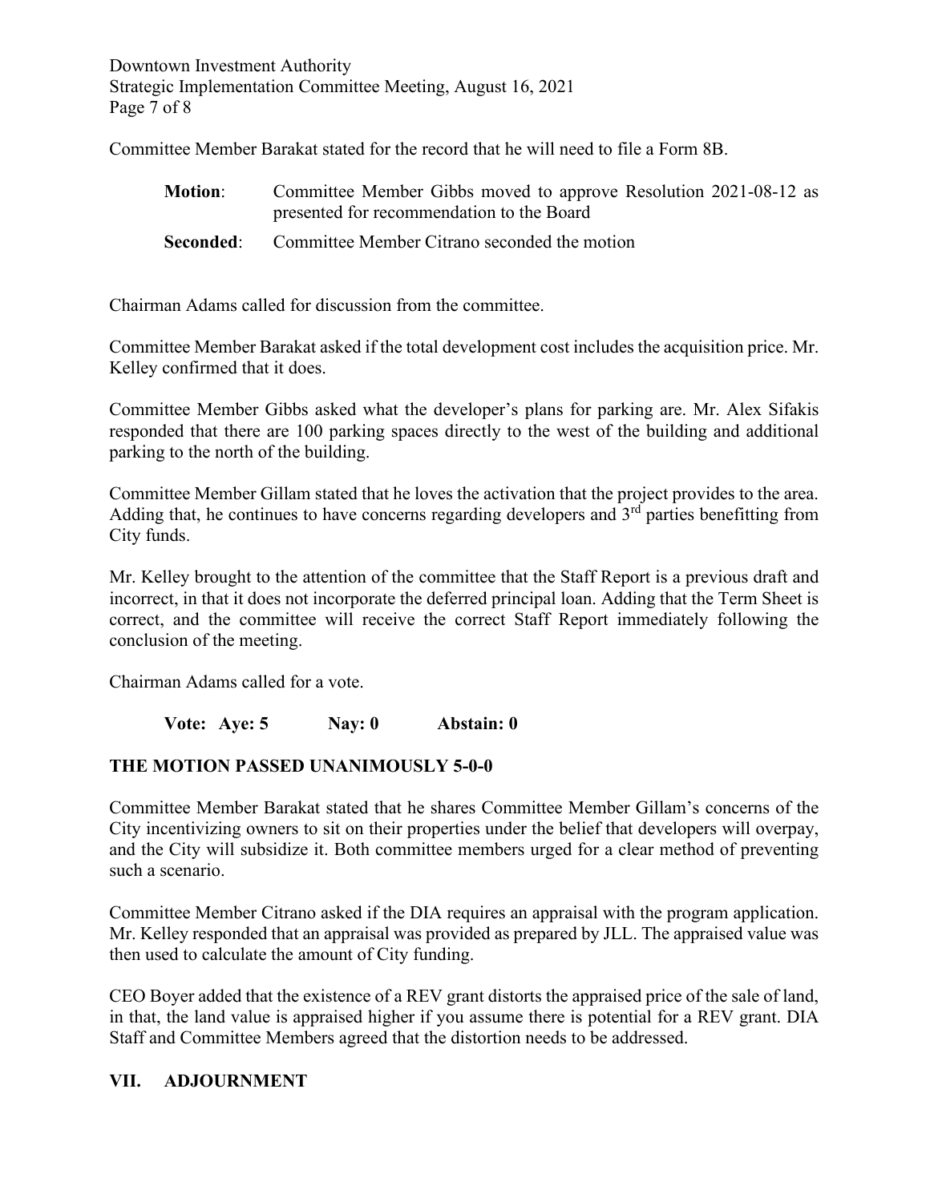Committee Member Barakat stated for the record that he will need to file a Form 8B.

**Motion**: Committee Member Gibbs moved to approve Resolution 2021-08-12 as presented for recommendation to the Board

**Seconded**: Committee Member Citrano seconded the motion

Chairman Adams called for discussion from the committee.

Committee Member Barakat asked if the total development cost includes the acquisition price. Mr. Kelley confirmed that it does.

Committee Member Gibbs asked what the developer's plans for parking are. Mr. Alex Sifakis responded that there are 100 parking spaces directly to the west of the building and additional parking to the north of the building.

Committee Member Gillam stated that he loves the activation that the project provides to the area. Adding that, he continues to have concerns regarding developers and 3rd parties benefitting from City funds.

Mr. Kelley brought to the attention of the committee that the Staff Report is a previous draft and incorrect, in that it does not incorporate the deferred principal loan. Adding that the Term Sheet is correct, and the committee will receive the correct Staff Report immediately following the conclusion of the meeting.

Chairman Adams called for a vote.

**Vote: Aye: 5 Nay: 0 Abstain: 0**

**THE MOTION PASSED UNANIMOUSLY 5-0-0**

Committee Member Barakat stated that he shares Committee Member Gillam's concerns of the City incentivizing owners to sit on their properties under the belief that developers will overpay, and the City will subsidize it. Both committee members urged for a clear method of preventing such a scenario.

Committee Member Citrano asked if the DIA requires an appraisal with the program application. Mr. Kelley responded that an appraisal was provided as prepared by JLL. The appraised value was then used to calculate the amount of City funding.

CEO Boyer added that the existence of a REV grant distorts the appraised price of the sale of land, in that, the land value is appraised higher if you assume there is potential for a REV grant. DIA Staff and Committee Members agreed that the distortion needs to be addressed.

## VII. ADJOURNMENT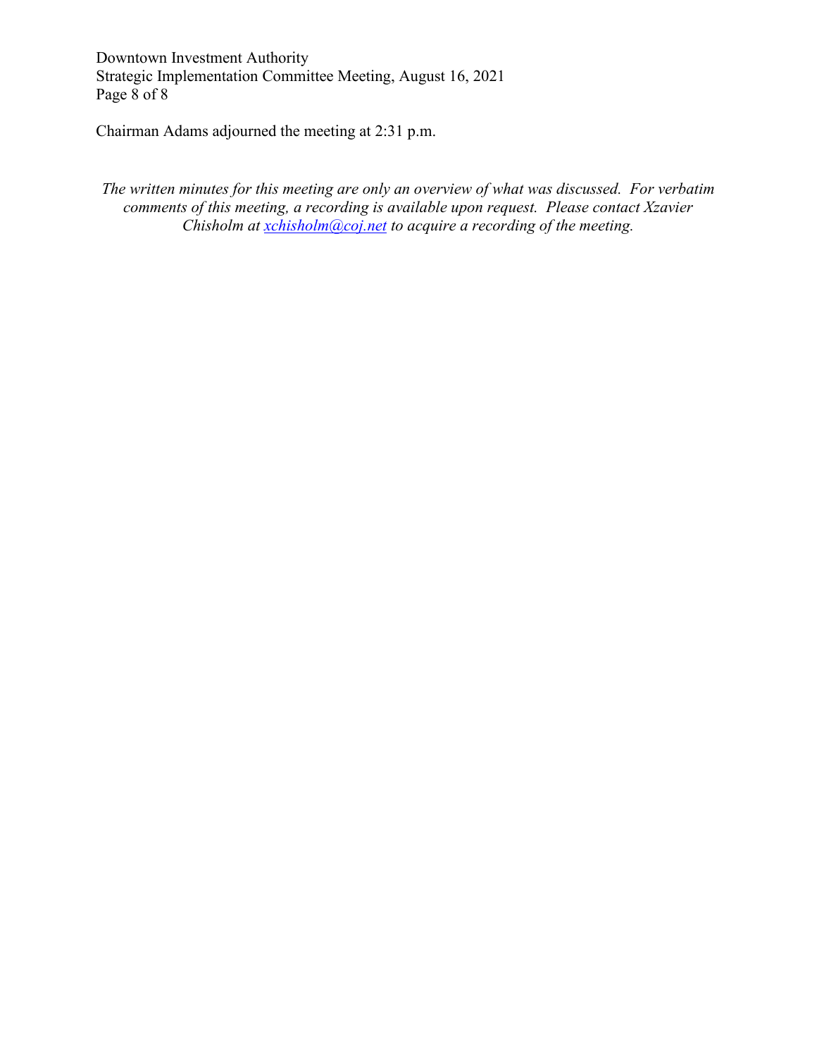Chairman Adams adjourned the meeting at 2:31 p.m.

*The written minutes for this meeting are only an overview of what was discussed. For verbatim comments of this meeting, a recording is available upon request. Please contact Xzavier Chisholm at xchisholm@coj.net to acquire a recording of the meeting.*